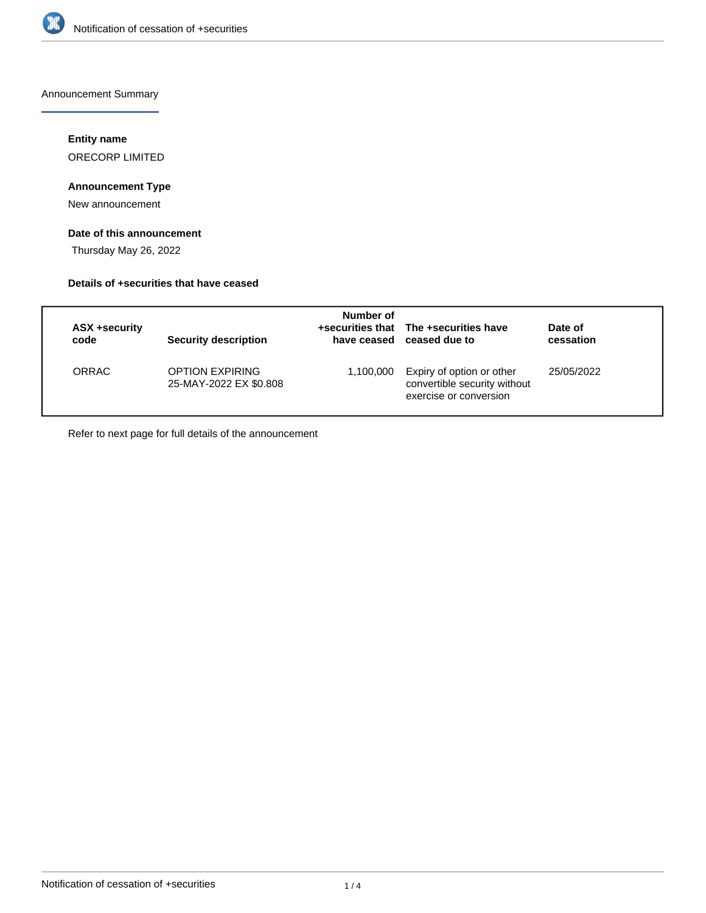Announcement Summary

**Entity name**

ORECORP LIMITED

**Announcement Type**

New announcement

**Date of this announcement**

Thursday May 26, 2022

**Details of +securities that have ceased**

| ASX +security code | Security description | Number of +securities that have ceased | The +securities have ceased due to | Date of cessation |
| --- | --- | --- | --- | --- |
| ORRAC | OPTION EXPIRING 25-MAY-2022 EX $0.808 | 1,100,000 | Expiry of option or other convertible security without exercise or conversion | 25/05/2022 |

Refer to next page for full details of the announcement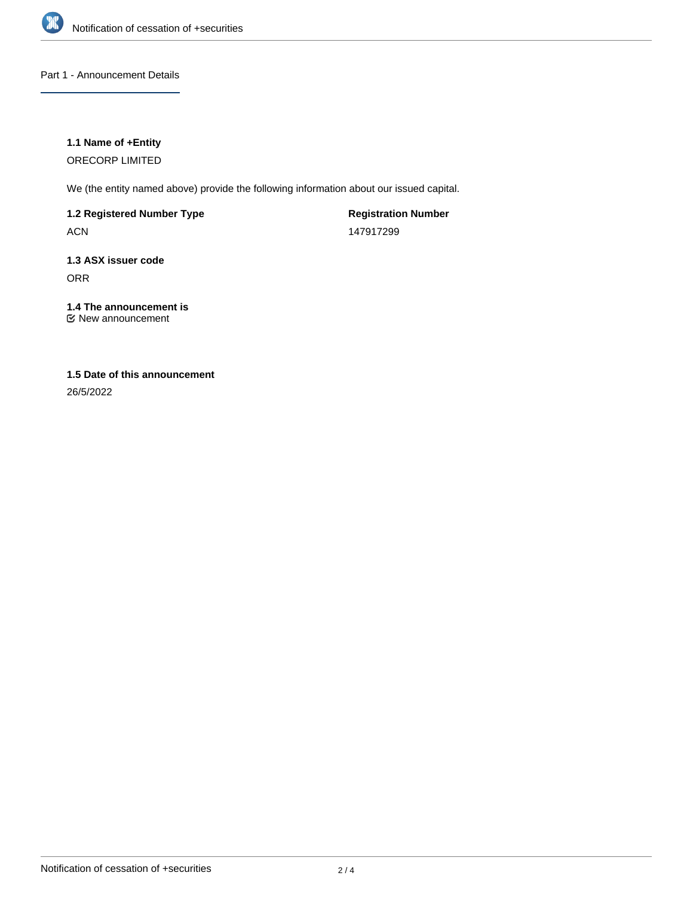Part 1 - Announcement Details

### 1.1 Name of +Entity

ORECORP LIMITED

We (the entity named above) provide the following information about our issued capital.

| **1.2 Registered Number Type** | **Registration Number** |
| --- | --- |
| ACN | 147917299 |

### 1.3 ASX issuer code

ORR

### 1.4 The announcement is

☑ New announcement

### 1.5 Date of this announcement

26/5/2022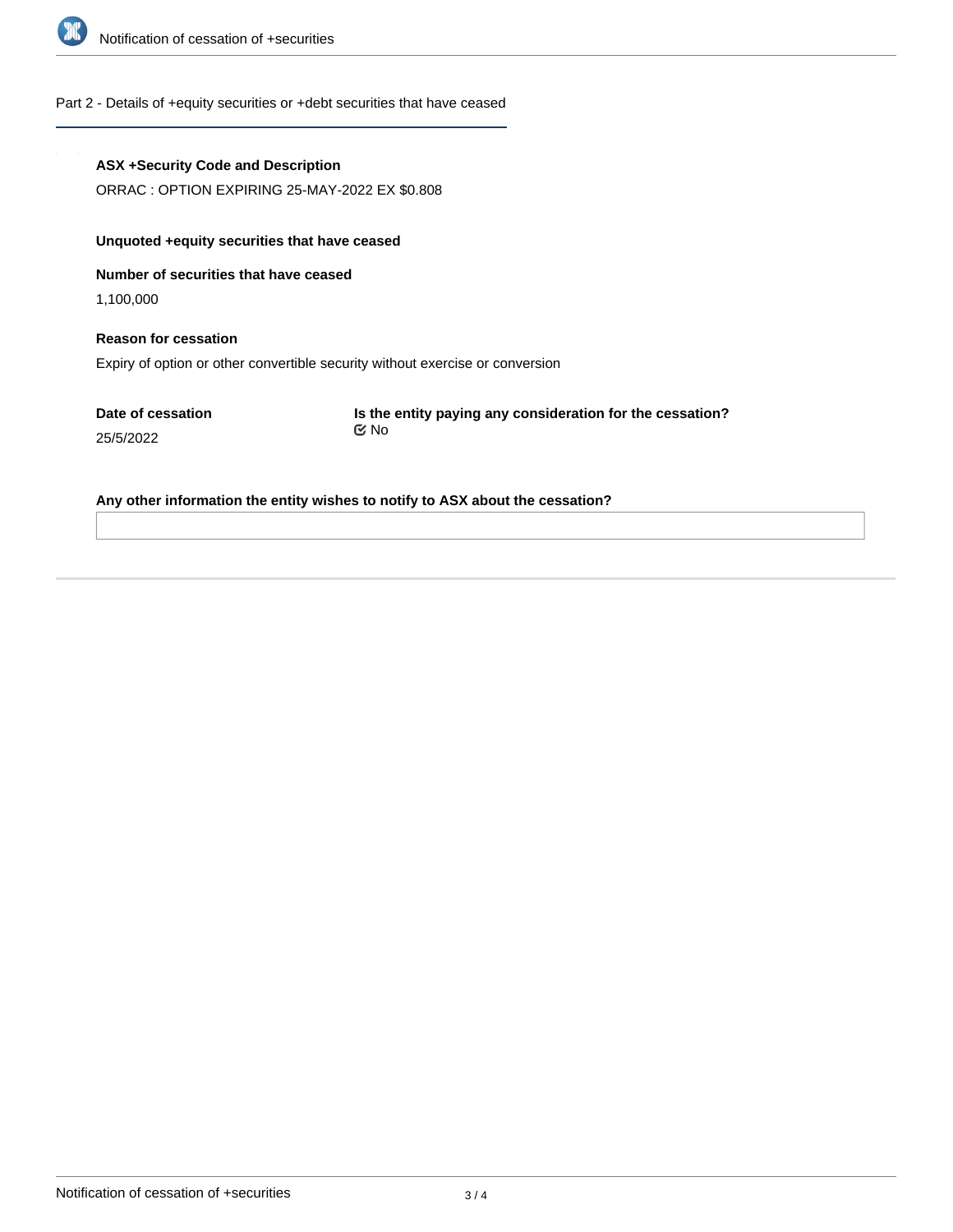Part 2 - Details of +equity securities or +debt securities that have ceased

**ASX +Security Code and Description**

ORRAC : OPTION EXPIRING 25-MAY-2022 EX $0.808

**Unquoted +equity securities that have ceased**

**Number of securities that have ceased**

1,100,000

**Reason for cessation**

Expiry of option or other convertible security without exercise or conversion

**Date of cessation**

25/5/2022

**Is the entity paying any consideration for the cessation?**

☑ No

**Any other information the entity wishes to notify to ASX about the cessation?**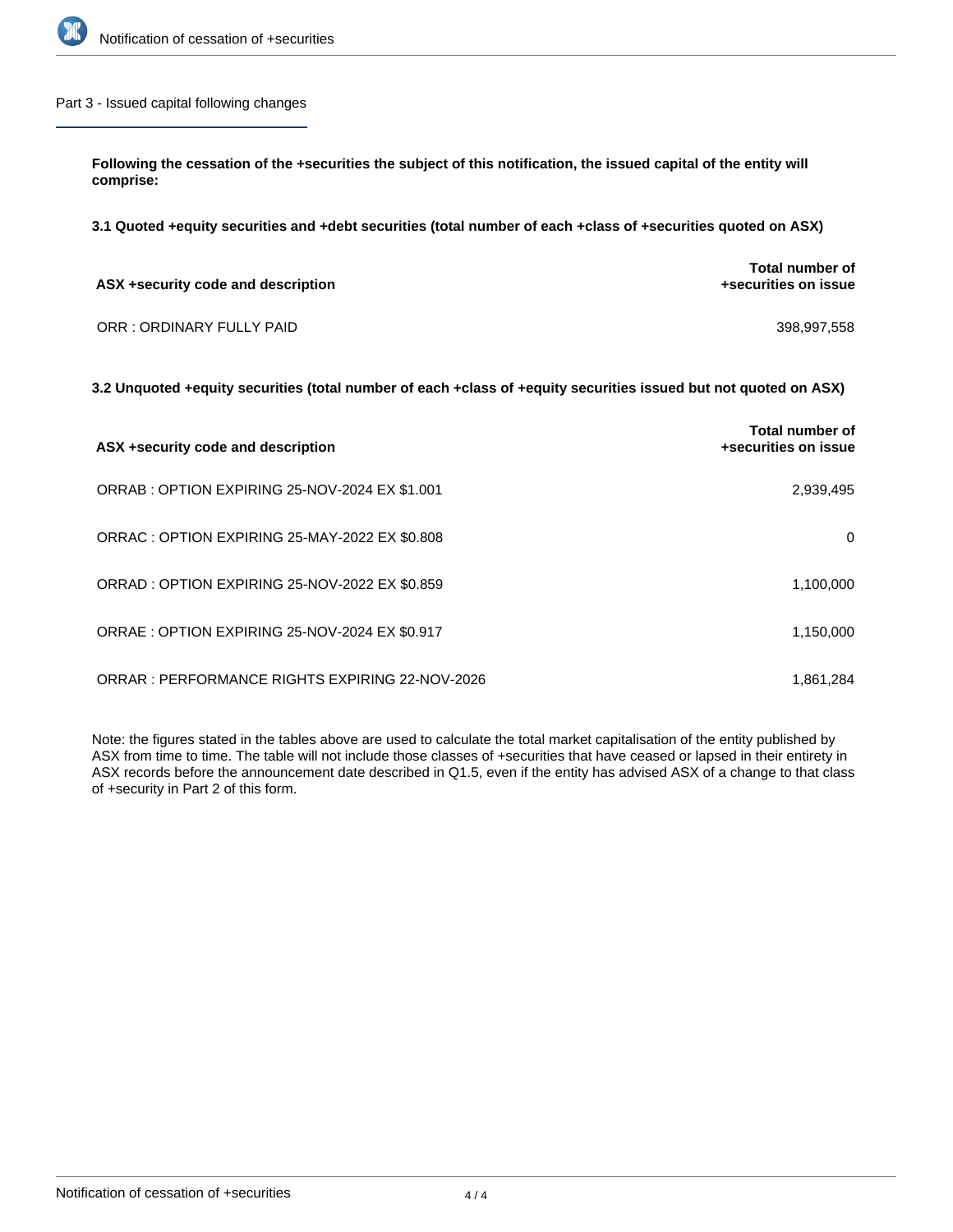## Part 3 - Issued capital following changes

**Following the cessation of the +securities the subject of this notification, the issued capital of the entity will comprise:**

**3.1 Quoted +equity securities and +debt securities (total number of each +class of +securities quoted on ASX)**

| ASX +security code and description | Total number of +securities on issue |
|---|---|
| ORR : ORDINARY FULLY PAID | 398,997,558 |

**3.2 Unquoted +equity securities (total number of each +class of +equity securities issued but not quoted on ASX)**

| ASX +security code and description | Total number of +securities on issue |
|---|---|
| ORRAB : OPTION EXPIRING 25-NOV-2024 EX $1.001 | 2,939,495 |
| ORRAC : OPTION EXPIRING 25-MAY-2022 EX $0.808 | 0 |
| ORRAD : OPTION EXPIRING 25-NOV-2022 EX $0.859 | 1,100,000 |
| ORRAE : OPTION EXPIRING 25-NOV-2024 EX $0.917 | 1,150,000 |
| ORRAR : PERFORMANCE RIGHTS EXPIRING 22-NOV-2026 | 1,861,284 |

Note: the figures stated in the tables above are used to calculate the total market capitalisation of the entity published by ASX from time to time. The table will not include those classes of +securities that have ceased or lapsed in their entirety in ASX records before the announcement date described in Q1.5, even if the entity has advised ASX of a change to that class of +security in Part 2 of this form.